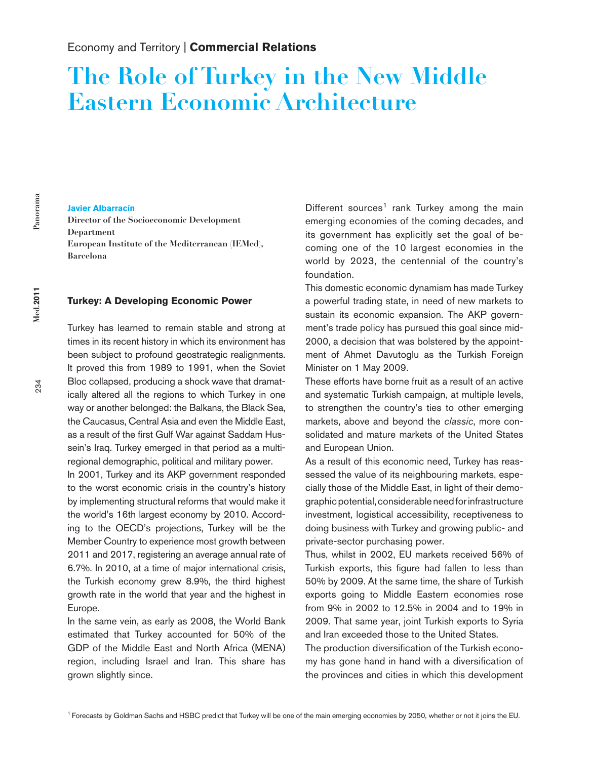Economy and Territory | **Commercial Relations**

# The Role of Turkey in the New Middle Eastern Economic Architecture

**Javier Albarracín**
**Director of the Socioeconomic Development Department**
**European Institute of the Mediterranean (IEMed), Barcelona**

## Turkey: A Developing Economic Power

Turkey has learned to remain stable and strong at times in its recent history in which its environment has been subject to profound geostrategic realignments. It proved this from 1989 to 1991, when the Soviet Bloc collapsed, producing a shock wave that dramatically altered all the regions to which Turkey in one way or another belonged: the Balkans, the Black Sea, the Caucasus, Central Asia and even the Middle East, as a result of the first Gulf War against Saddam Hussein's Iraq. Turkey emerged in that period as a multi-regional demographic, political and military power.

In 2001, Turkey and its AKP government responded to the worst economic crisis in the country's history by implementing structural reforms that would make it the world's 16th largest economy by 2010. According to the OECD's projections, Turkey will be the Member Country to experience most growth between 2011 and 2017, registering an average annual rate of 6.7%. In 2010, at a time of major international crisis, the Turkish economy grew 8.9%, the third highest growth rate in the world that year and the highest in Europe.

In the same vein, as early as 2008, the World Bank estimated that Turkey accounted for 50% of the GDP of the Middle East and North Africa (MENA) region, including Israel and Iran. This share has grown slightly since.

Different sources[1] rank Turkey among the main emerging economies of the coming decades, and its government has explicitly set the goal of becoming one of the 10 largest economies in the world by 2023, the centennial of the country's foundation.

This domestic economic dynamism has made Turkey a powerful trading state, in need of new markets to sustain its economic expansion. The AKP government's trade policy has pursued this goal since mid-2000, a decision that was bolstered by the appointment of Ahmet Davutoglu as the Turkish Foreign Minister on 1 May 2009.

These efforts have borne fruit as a result of an active and systematic Turkish campaign, at multiple levels, to strengthen the country's ties to other emerging markets, above and beyond the *classic*, more consolidated and mature markets of the United States and European Union.

As a result of this economic need, Turkey has reassessed the value of its neighbouring markets, especially those of the Middle East, in light of their demographic potential, considerable need for infrastructure investment, logistical accessibility, receptiveness to doing business with Turkey and growing public- and private-sector purchasing power.

Thus, whilst in 2002, EU markets received 56% of Turkish exports, this figure had fallen to less than 50% by 2009. At the same time, the share of Turkish exports going to Middle Eastern economies rose from 9% in 2002 to 12.5% in 2004 and to 19% in 2009. That same year, joint Turkish exports to Syria and Iran exceeded those to the United States.

The production diversification of the Turkish economy has gone hand in hand with a diversification of the provinces and cities in which this development

[1] Forecasts by Goldman Sachs and HSBC predict that Turkey will be one of the main emerging economies by 2050, whether or not it joins the EU.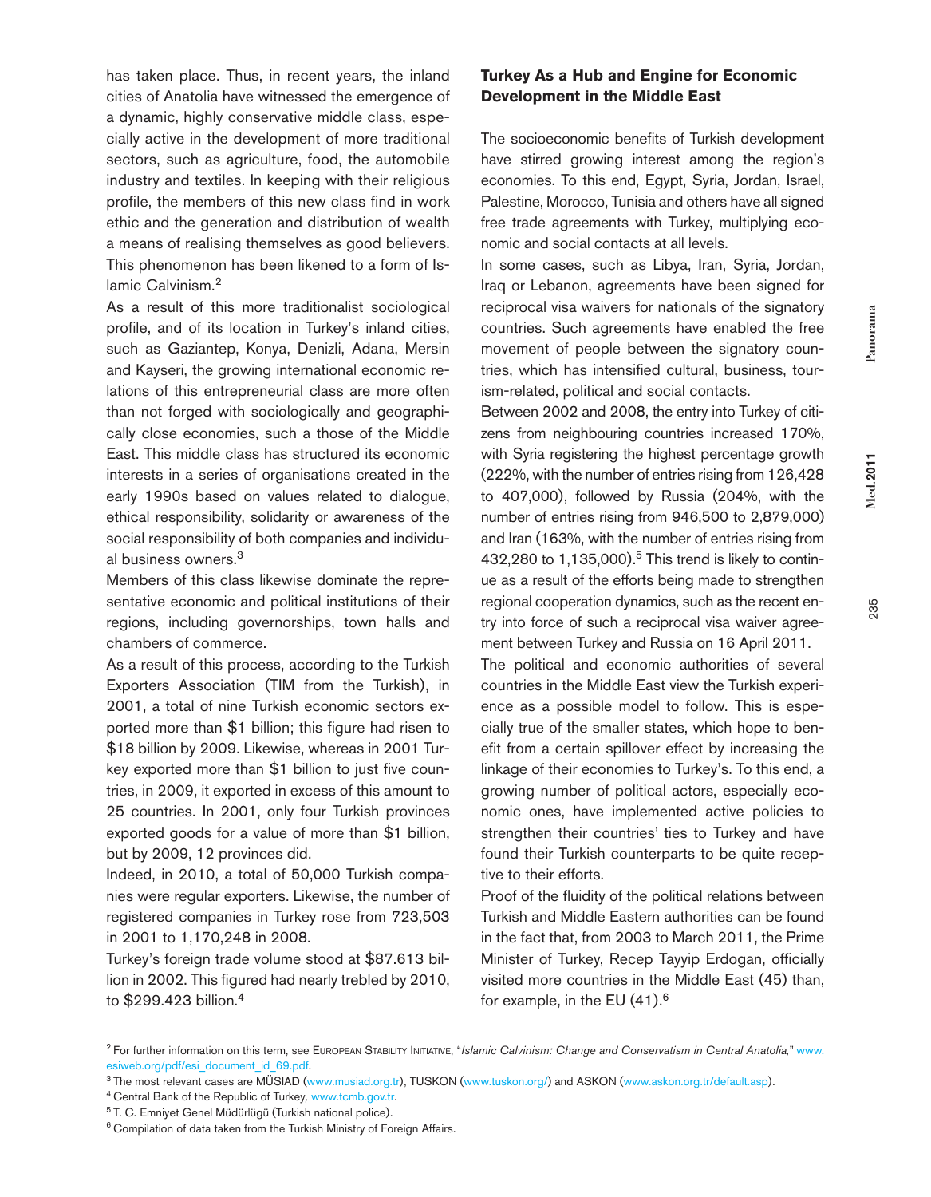has taken place. Thus, in recent years, the inland cities of Anatolia have witnessed the emergence of a dynamic, highly conservative middle class, especially active in the development of more traditional sectors, such as agriculture, food, the automobile industry and textiles. In keeping with their religious profile, the members of this new class find in work ethic and the generation and distribution of wealth a means of realising themselves as good believers. This phenomenon has been likened to a form of Islamic Calvinism.[2]

As a result of this more traditionalist sociological profile, and of its location in Turkey's inland cities, such as Gaziantep, Konya, Denizli, Adana, Mersin and Kayseri, the growing international economic relations of this entrepreneurial class are more often than not forged with sociologically and geographically close economies, such a those of the Middle East. This middle class has structured its economic interests in a series of organisations created in the early 1990s based on values related to dialogue, ethical responsibility, solidarity or awareness of the social responsibility of both companies and individual business owners.[3]

Members of this class likewise dominate the representative economic and political institutions of their regions, including governorships, town halls and chambers of commerce.

As a result of this process, according to the Turkish Exporters Association (TIM from the Turkish), in 2001, a total of nine Turkish economic sectors exported more than $1 billion; this figure had risen to $18 billion by 2009. Likewise, whereas in 2001 Turkey exported more than $1 billion to just five countries, in 2009, it exported in excess of this amount to 25 countries. In 2001, only four Turkish provinces exported goods for a value of more than $1 billion, but by 2009, 12 provinces did.

Indeed, in 2010, a total of 50,000 Turkish companies were regular exporters. Likewise, the number of registered companies in Turkey rose from 723,503 in 2001 to 1,170,248 in 2008.

Turkey's foreign trade volume stood at $87.613 billion in 2002. This figured had nearly trebled by 2010, to $299.423 billion.[4]

## Turkey As a Hub and Engine for Economic Development in the Middle East

The socioeconomic benefits of Turkish development have stirred growing interest among the region's economies. To this end, Egypt, Syria, Jordan, Israel, Palestine, Morocco, Tunisia and others have all signed free trade agreements with Turkey, multiplying economic and social contacts at all levels.

In some cases, such as Libya, Iran, Syria, Jordan, Iraq or Lebanon, agreements have been signed for reciprocal visa waivers for nationals of the signatory countries. Such agreements have enabled the free movement of people between the signatory countries, which has intensified cultural, business, tourism-related, political and social contacts.

Between 2002 and 2008, the entry into Turkey of citizens from neighbouring countries increased 170%, with Syria registering the highest percentage growth (222%, with the number of entries rising from 126,428 to 407,000), followed by Russia (204%, with the number of entries rising from 946,500 to 2,879,000) and Iran (163%, with the number of entries rising from 432,280 to 1,135,000).[5] This trend is likely to continue as a result of the efforts being made to strengthen regional cooperation dynamics, such as the recent entry into force of such a reciprocal visa waiver agreement between Turkey and Russia on 16 April 2011.

The political and economic authorities of several countries in the Middle East view the Turkish experience as a possible model to follow. This is especially true of the smaller states, which hope to benefit from a certain spillover effect by increasing the linkage of their economies to Turkey's. To this end, a growing number of political actors, especially economic ones, have implemented active policies to strengthen their countries' ties to Turkey and have found their Turkish counterparts to be quite receptive to their efforts.

Proof of the fluidity of the political relations between Turkish and Middle Eastern authorities can be found in the fact that, from 2003 to March 2011, the Prime Minister of Turkey, Recep Tayyip Erdogan, officially visited more countries in the Middle East (45) than, for example, in the EU (41).[6]

---

[2] For further information on this term, see European Stability Initiative, "*Islamic Calvinism: Change and Conservatism in Central Anatolia,*" www.esiweb.org/pdf/esi_document_id_69.pdf.

[3] The most relevant cases are MÜSIAD (www.musiad.org.tr), TUSKON (www.tuskon.org/) and ASKON (www.askon.org.tr/default.asp).

[4] Central Bank of the Republic of Turkey, www.tcmb.gov.tr.

[5] T. C. Emniyet Genel Müdürlügü (Turkish national police).

[6] Compilation of data taken from the Turkish Ministry of Foreign Affairs.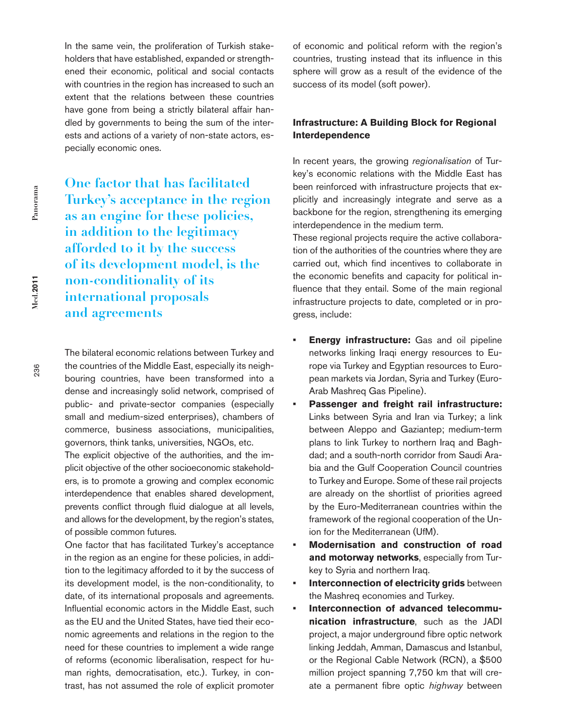In the same vein, the proliferation of Turkish stakeholders that have established, expanded or strengthened their economic, political and social contacts with countries in the region has increased to such an extent that the relations between these countries have gone from being a strictly bilateral affair handled by governments to being the sum of the interests and actions of a variety of non-state actors, especially economic ones.

**One factor that has facilitated Turkey's acceptance in the region as an engine for these policies, in addition to the legitimacy afforded to it by the success of its development model, is the non-conditionality of its international proposals and agreements**

The bilateral economic relations between Turkey and the countries of the Middle East, especially its neighbouring countries, have been transformed into a dense and increasingly solid network, comprised of public- and private-sector companies (especially small and medium-sized enterprises), chambers of commerce, business associations, municipalities, governors, think tanks, universities, NGOs, etc.

The explicit objective of the authorities, and the implicit objective of the other socioeconomic stakeholders, is to promote a growing and complex economic interdependence that enables shared development, prevents conflict through fluid dialogue at all levels, and allows for the development, by the region's states, of possible common futures.

One factor that has facilitated Turkey's acceptance in the region as an engine for these policies, in addition to the legitimacy afforded to it by the success of its development model, is the non-conditionality, to date, of its international proposals and agreements. Influential economic actors in the Middle East, such as the EU and the United States, have tied their economic agreements and relations in the region to the need for these countries to implement a wide range of reforms (economic liberalisation, respect for human rights, democratisation, etc.). Turkey, in contrast, has not assumed the role of explicit promoter of economic and political reform with the region's countries, trusting instead that its influence in this sphere will grow as a result of the evidence of the success of its model (soft power).

### Infrastructure: A Building Block for Regional Interdependence

In recent years, the growing *regionalisation* of Turkey's economic relations with the Middle East has been reinforced with infrastructure projects that explicitly and increasingly integrate and serve as a backbone for the region, strengthening its emerging interdependence in the medium term.

These regional projects require the active collaboration of the authorities of the countries where they are carried out, which find incentives to collaborate in the economic benefits and capacity for political influence that they entail. Some of the main regional infrastructure projects to date, completed or in progress, include:

- **Energy infrastructure:** Gas and oil pipeline networks linking Iraqi energy resources to Europe via Turkey and Egyptian resources to European markets via Jordan, Syria and Turkey (Euro-Arab Mashreq Gas Pipeline).
- **Passenger and freight rail infrastructure:** Links between Syria and Iran via Turkey; a link between Aleppo and Gaziantep; medium-term plans to link Turkey to northern Iraq and Baghdad; and a south-north corridor from Saudi Arabia and the Gulf Cooperation Council countries to Turkey and Europe. Some of these rail projects are already on the shortlist of priorities agreed by the Euro-Mediterranean countries within the framework of the regional cooperation of the Union for the Mediterranean (UfM).
- **Modernisation and construction of road and motorway networks**, especially from Turkey to Syria and northern Iraq.
- **Interconnection of electricity grids** between the Mashreq economies and Turkey.
- **Interconnection of advanced telecommunication infrastructure**, such as the JADI project, a major underground fibre optic network linking Jeddah, Amman, Damascus and Istanbul, or the Regional Cable Network (RCN), a $500 million project spanning 7,750 km that will create a permanent fibre optic *highway* between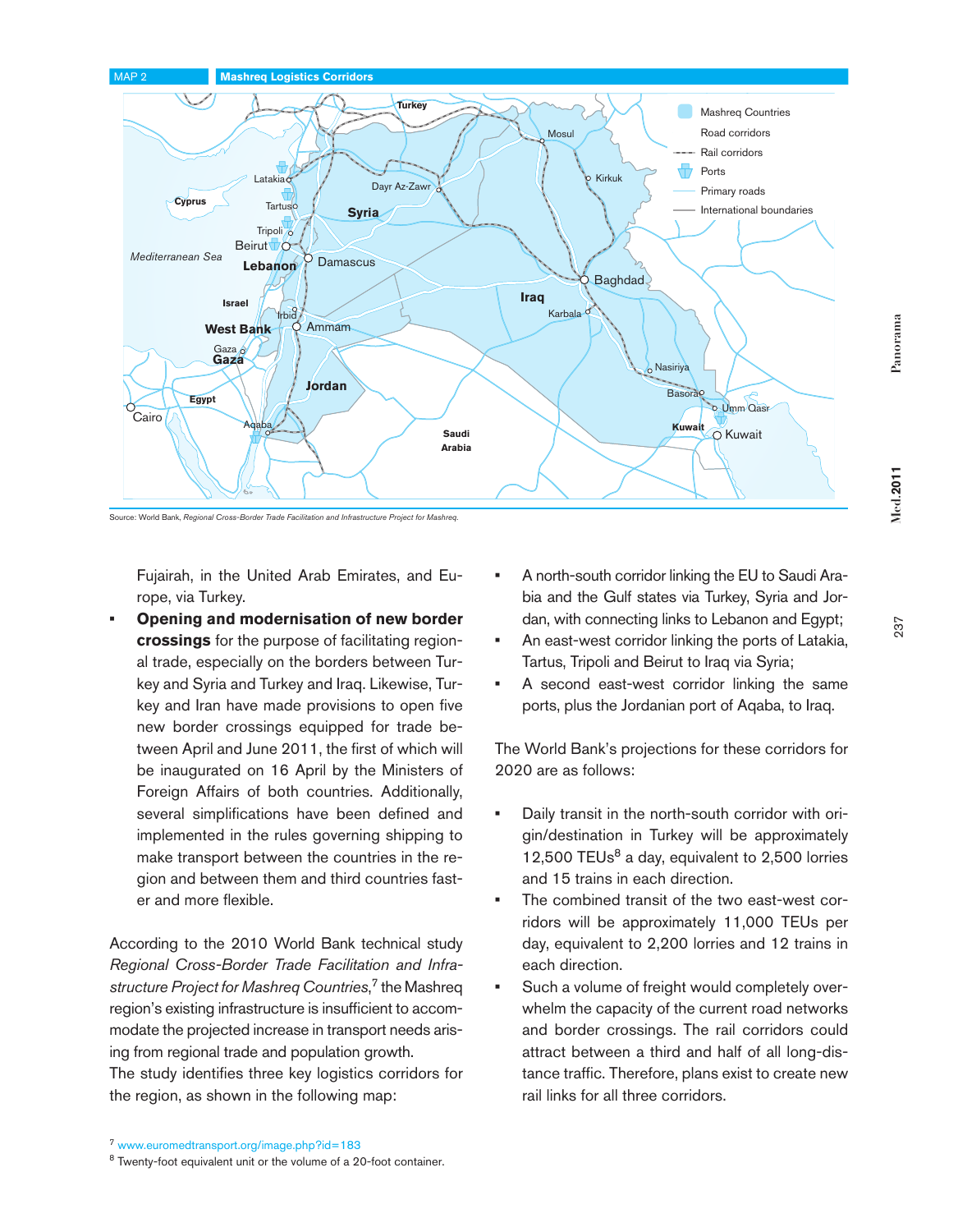MAP 2 **Mashreq Logistics Corridors**

Source: World Bank, *Regional Cross-Border Trade Facilitation and Infrastructure Project for Mashreq.*

Fujairah, in the United Arab Emirates, and Europe, via Turkey.

- **Opening and modernisation of new border crossings** for the purpose of facilitating regional trade, especially on the borders between Turkey and Syria and Turkey and Iraq. Likewise, Turkey and Iran have made provisions to open five new border crossings equipped for trade between April and June 2011, the first of which will be inaugurated on 16 April by the Ministers of Foreign Affairs of both countries. Additionally, several simplifications have been defined and implemented in the rules governing shipping to make transport between the countries in the region and between them and third countries faster and more flexible.

According to the 2010 World Bank technical study *Regional Cross-Border Trade Facilitation and Infrastructure Project for Mashreq Countries*,[7] the Mashreq region's existing infrastructure is insufficient to accommodate the projected increase in transport needs arising from regional trade and population growth.
The study identifies three key logistics corridors for the region, as shown in the following map:

- A north-south corridor linking the EU to Saudi Arabia and the Gulf states via Turkey, Syria and Jordan, with connecting links to Lebanon and Egypt;
- An east-west corridor linking the ports of Latakia, Tartus, Tripoli and Beirut to Iraq via Syria;
- A second east-west corridor linking the same ports, plus the Jordanian port of Aqaba, to Iraq.

The World Bank's projections for these corridors for 2020 are as follows:

- Daily transit in the north-south corridor with origin/destination in Turkey will be approximately 12,500 TEUs[8] a day, equivalent to 2,500 lorries and 15 trains in each direction.
- The combined transit of the two east-west corridors will be approximately 11,000 TEUs per day, equivalent to 2,200 lorries and 12 trains in each direction.
- Such a volume of freight would completely overwhelm the capacity of the current road networks and border crossings. The rail corridors could attract between a third and half of all long-distance traffic. Therefore, plans exist to create new rail links for all three corridors.

[7] www.euromedtransport.org/image.php?id=183

[8] Twenty-foot equivalent unit or the volume of a 20-foot container.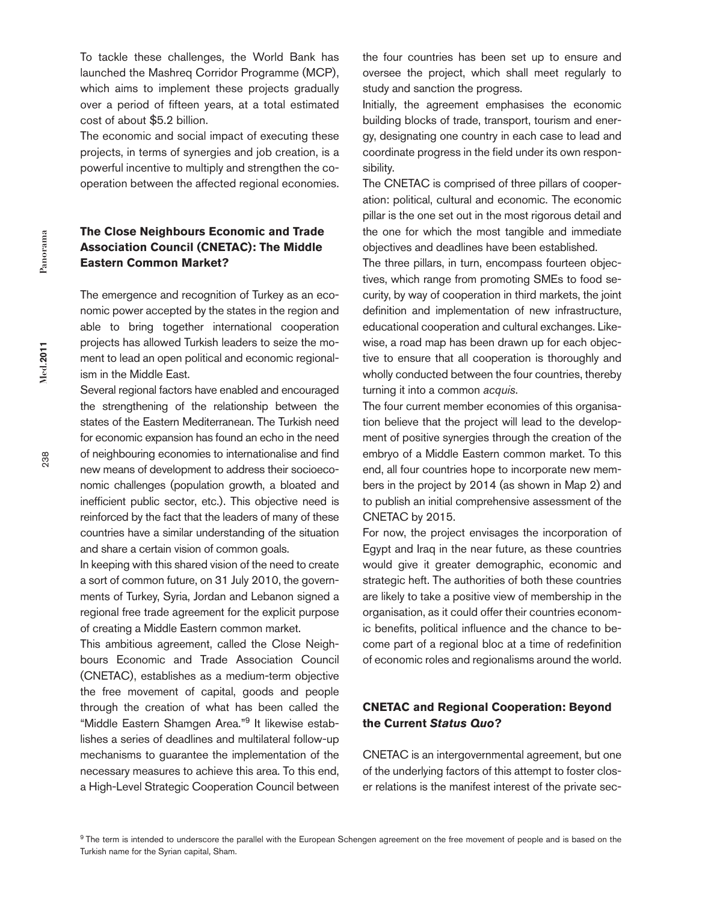To tackle these challenges, the World Bank has launched the Mashreq Corridor Programme (MCP), which aims to implement these projects gradually over a period of fifteen years, at a total estimated cost of about $5.2 billion.

The economic and social impact of executing these projects, in terms of synergies and job creation, is a powerful incentive to multiply and strengthen the cooperation between the affected regional economies.

## The Close Neighbours Economic and Trade Association Council (CNETAC): The Middle Eastern Common Market?

The emergence and recognition of Turkey as an economic power accepted by the states in the region and able to bring together international cooperation projects has allowed Turkish leaders to seize the moment to lead an open political and economic regionalism in the Middle East.

Several regional factors have enabled and encouraged the strengthening of the relationship between the states of the Eastern Mediterranean. The Turkish need for economic expansion has found an echo in the need of neighbouring economies to internationalise and find new means of development to address their socioeconomic challenges (population growth, a bloated and inefficient public sector, etc.). This objective need is reinforced by the fact that the leaders of many of these countries have a similar understanding of the situation and share a certain vision of common goals.

In keeping with this shared vision of the need to create a sort of common future, on 31 July 2010, the governments of Turkey, Syria, Jordan and Lebanon signed a regional free trade agreement for the explicit purpose of creating a Middle Eastern common market.

This ambitious agreement, called the Close Neighbours Economic and Trade Association Council (CNETAC), establishes as a medium-term objective the free movement of capital, goods and people through the creation of what has been called the "Middle Eastern Shamgen Area."[9] It likewise establishes a series of deadlines and multilateral follow-up mechanisms to guarantee the implementation of the necessary measures to achieve this area. To this end, a High-Level Strategic Cooperation Council between the four countries has been set up to ensure and oversee the project, which shall meet regularly to study and sanction the progress.

Initially, the agreement emphasises the economic building blocks of trade, transport, tourism and energy, designating one country in each case to lead and coordinate progress in the field under its own responsibility.

The CNETAC is comprised of three pillars of cooperation: political, cultural and economic. The economic pillar is the one set out in the most rigorous detail and the one for which the most tangible and immediate objectives and deadlines have been established.

The three pillars, in turn, encompass fourteen objectives, which range from promoting SMEs to food security, by way of cooperation in third markets, the joint definition and implementation of new infrastructure, educational cooperation and cultural exchanges. Likewise, a road map has been drawn up for each objective to ensure that all cooperation is thoroughly and wholly conducted between the four countries, thereby turning it into a common *acquis*.

The four current member economies of this organisation believe that the project will lead to the development of positive synergies through the creation of the embryo of a Middle Eastern common market. To this end, all four countries hope to incorporate new members in the project by 2014 (as shown in Map 2) and to publish an initial comprehensive assessment of the CNETAC by 2015.

For now, the project envisages the incorporation of Egypt and Iraq in the near future, as these countries would give it greater demographic, economic and strategic heft. The authorities of both these countries are likely to take a positive view of membership in the organisation, as it could offer their countries economic benefits, political influence and the chance to become part of a regional bloc at a time of redefinition of economic roles and regionalisms around the world.

## CNETAC and Regional Cooperation: Beyond the Current *Status Quo*?

CNETAC is an intergovernmental agreement, but one of the underlying factors of this attempt to foster closer relations is the manifest interest of the private sec-

[9] The term is intended to underscore the parallel with the European Schengen agreement on the free movement of people and is based on the Turkish name for the Syrian capital, Sham.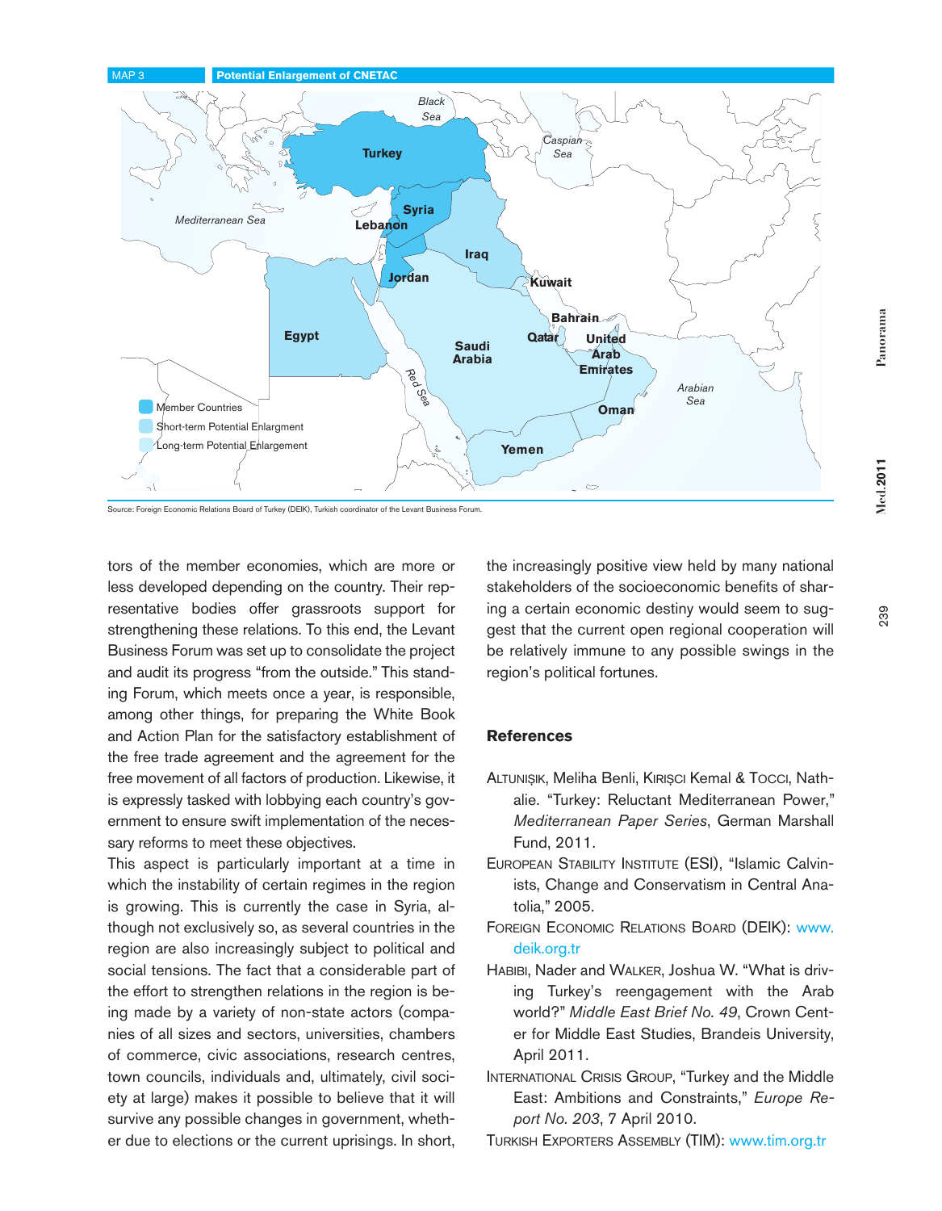MAP 3 Potential Enlargement of CNETAC

Black Sea
Caspian Sea
Mediterranean Sea
Turkey
Syria
Lebanon
Iraq
Jordan
Kuwait
Egypt
Bahrain
Qatar
Saudi Arabia
United Arab Emirates
Red Sea
Arabian Sea
Oman
Yemen

Member Countries
Short-term Potential Enlargment
Long-term Potential Enlargement

Source: Foreign Economic Relations Board of Turkey (DEIK), Turkish coordinator of the Levant Business Forum.

tors of the member economies, which are more or less developed depending on the country. Their representative bodies offer grassroots support for strengthening these relations. To this end, the Levant Business Forum was set up to consolidate the project and audit its progress "from the outside." This standing Forum, which meets once a year, is responsible, among other things, for preparing the White Book and Action Plan for the satisfactory establishment of the free trade agreement and the agreement for the free movement of all factors of production. Likewise, it is expressly tasked with lobbying each country's government to ensure swift implementation of the necessary reforms to meet these objectives.

This aspect is particularly important at a time in which the instability of certain regimes in the region is growing. This is currently the case in Syria, although not exclusively so, as several countries in the region are also increasingly subject to political and social tensions. The fact that a considerable part of the effort to strengthen relations in the region is being made by a variety of non-state actors (companies of all sizes and sectors, universities, chambers of commerce, civic associations, research centres, town councils, individuals and, ultimately, civil society at large) makes it possible to believe that it will survive any possible changes in government, whether due to elections or the current uprisings. In short, the increasingly positive view held by many national stakeholders of the socioeconomic benefits of sharing a certain economic destiny would seem to suggest that the current open regional cooperation will be relatively immune to any possible swings in the region's political fortunes.

## References

Altunişik, Meliha Benli, Kirişci Kemal & Tocci, Nathalie. "Turkey: Reluctant Mediterranean Power," *Mediterranean Paper Series*, German Marshall Fund, 2011.

European Stability Institute (ESI), "Islamic Calvinists, Change and Conservatism in Central Anatolia," 2005.

Foreign Economic Relations Board (DEIK): www.deik.org.tr

Habibi, Nader and Walker, Joshua W. "What is driving Turkey's reengagement with the Arab world?" *Middle East Brief No. 49*, Crown Center for Middle East Studies, Brandeis University, April 2011.

International Crisis Group, "Turkey and the Middle East: Ambitions and Constraints," *Europe Report No. 203*, 7 April 2010.

Turkish Exporters Assembly (TIM): www.tim.org.tr